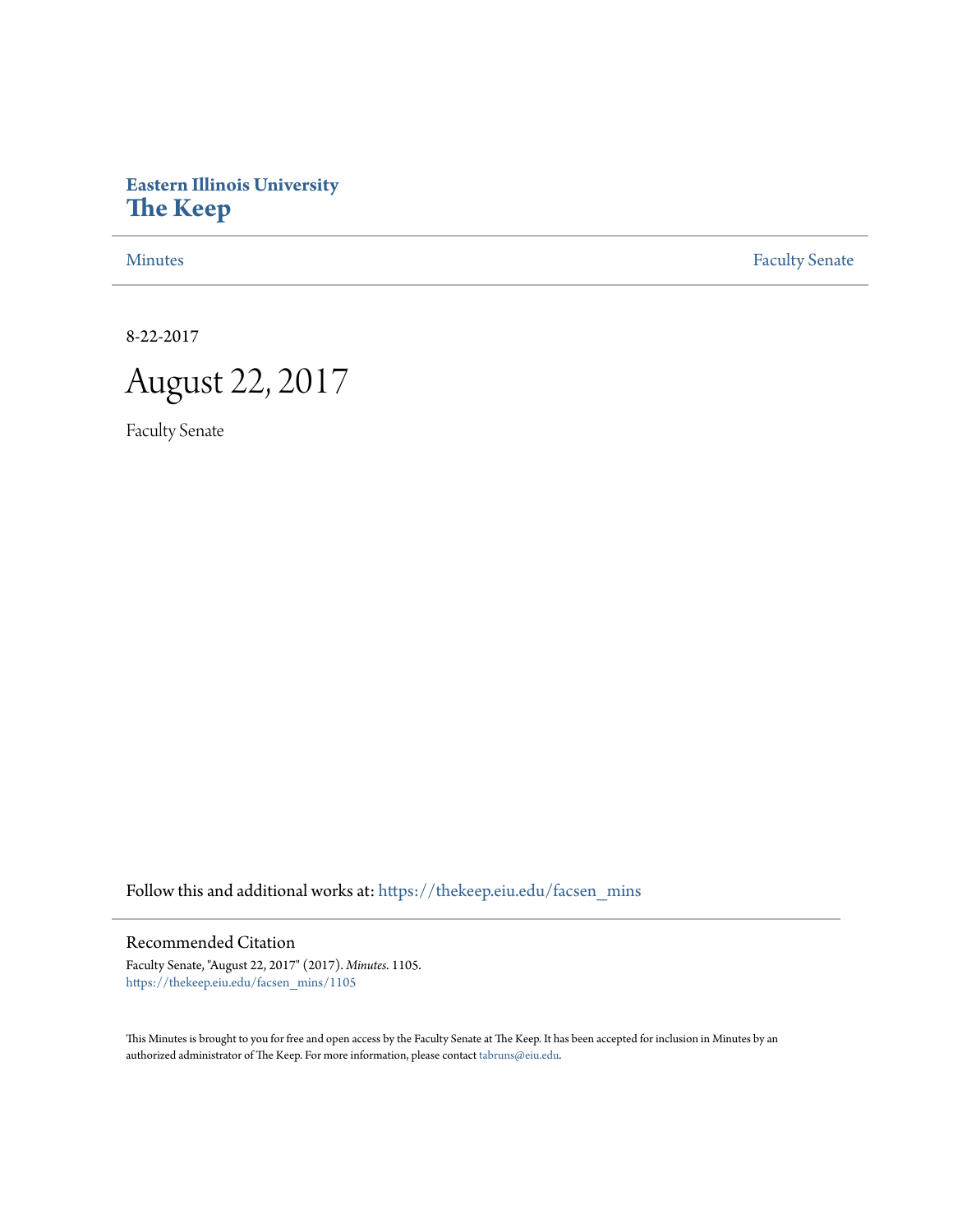**Eastern Illinois University**
**The Keep**

Minutes | Faculty Senate

8-22-2017

# August 22, 2017

Faculty Senate

Follow this and additional works at: https://thekeep.eiu.edu/facsen_mins

## Recommended Citation

Faculty Senate, "August 22, 2017" (2017). *Minutes*. 1105.
https://thekeep.eiu.edu/facsen_mins/1105

This Minutes is brought to you for free and open access by the Faculty Senate at The Keep. It has been accepted for inclusion in Minutes by an authorized administrator of The Keep. For more information, please contact tabruns@eiu.edu.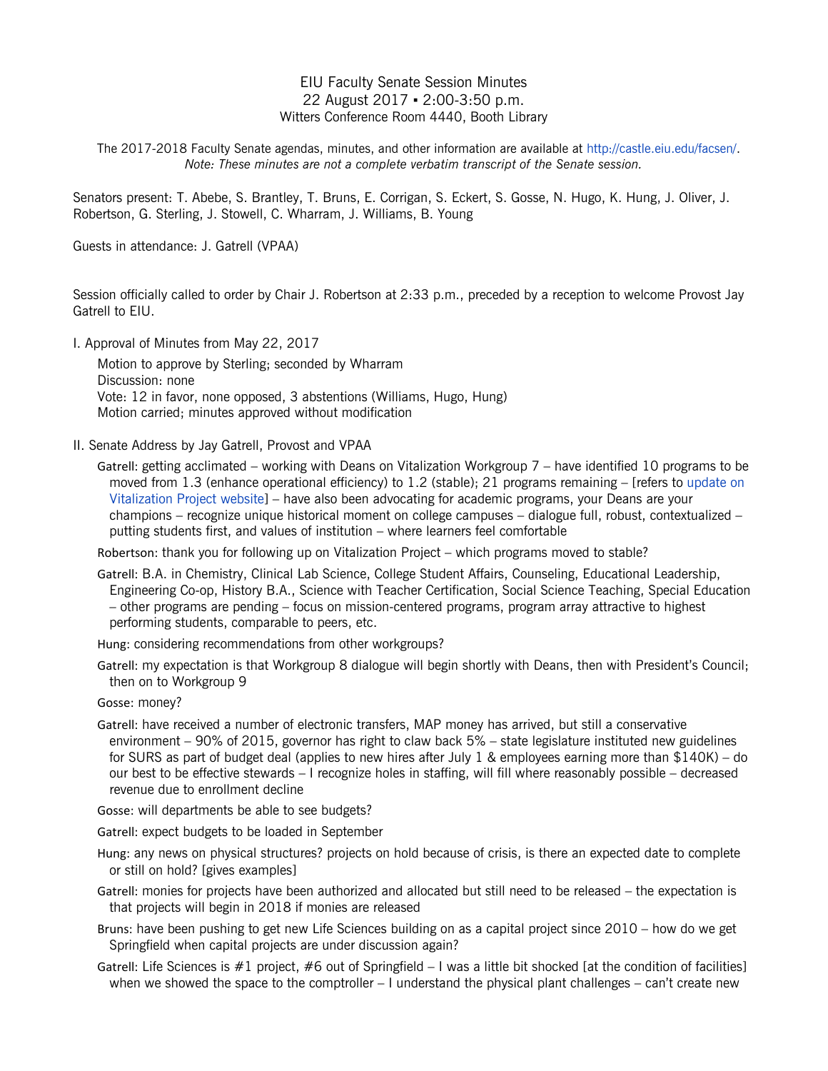EIU Faculty Senate Session Minutes
22 August 2017 ▪ 2:00-3:50 p.m.
Witters Conference Room 4440, Booth Library

The 2017-2018 Faculty Senate agendas, minutes, and other information are available at http://castle.eiu.edu/facsen/.
*Note: These minutes are not a complete verbatim transcript of the Senate session.*

Senators present: T. Abebe, S. Brantley, T. Bruns, E. Corrigan, S. Eckert, S. Gosse, N. Hugo, K. Hung, J. Oliver, J. Robertson, G. Sterling, J. Stowell, C. Wharram, J. Williams, B. Young

Guests in attendance: J. Gatrell (VPAA)

Session officially called to order by Chair J. Robertson at 2:33 p.m., preceded by a reception to welcome Provost Jay Gatrell to EIU.

I. Approval of Minutes from May 22, 2017

Motion to approve by Sterling; seconded by Wharram
Discussion: none
Vote: 12 in favor, none opposed, 3 abstentions (Williams, Hugo, Hung)
Motion carried; minutes approved without modification

II. Senate Address by Jay Gatrell, Provost and VPAA

Gatrell: getting acclimated – working with Deans on Vitalization Workgroup 7 – have identified 10 programs to be moved from 1.3 (enhance operational efficiency) to 1.2 (stable); 21 programs remaining – [refers to update on Vitalization Project website] – have also been advocating for academic programs, your Deans are your champions – recognize unique historical moment on college campuses – dialogue full, robust, contextualized – putting students first, and values of institution – where learners feel comfortable

Robertson: thank you for following up on Vitalization Project – which programs moved to stable?

Gatrell: B.A. in Chemistry, Clinical Lab Science, College Student Affairs, Counseling, Educational Leadership, Engineering Co-op, History B.A., Science with Teacher Certification, Social Science Teaching, Special Education – other programs are pending – focus on mission-centered programs, program array attractive to highest performing students, comparable to peers, etc.

Hung: considering recommendations from other workgroups?

Gatrell: my expectation is that Workgroup 8 dialogue will begin shortly with Deans, then with President's Council; then on to Workgroup 9

Gosse: money?

Gatrell: have received a number of electronic transfers, MAP money has arrived, but still a conservative environment – 90% of 2015, governor has right to claw back 5% – state legislature instituted new guidelines for SURS as part of budget deal (applies to new hires after July 1 & employees earning more than $140K) – do our best to be effective stewards – I recognize holes in staffing, will fill where reasonably possible – decreased revenue due to enrollment decline

Gosse: will departments be able to see budgets?

Gatrell: expect budgets to be loaded in September

Hung: any news on physical structures? projects on hold because of crisis, is there an expected date to complete or still on hold? [gives examples]

Gatrell: monies for projects have been authorized and allocated but still need to be released – the expectation is that projects will begin in 2018 if monies are released

Bruns: have been pushing to get new Life Sciences building on as a capital project since 2010 – how do we get Springfield when capital projects are under discussion again?

Gatrell: Life Sciences is #1 project, #6 out of Springfield – I was a little bit shocked [at the condition of facilities] when we showed the space to the comptroller – I understand the physical plant challenges – can't create new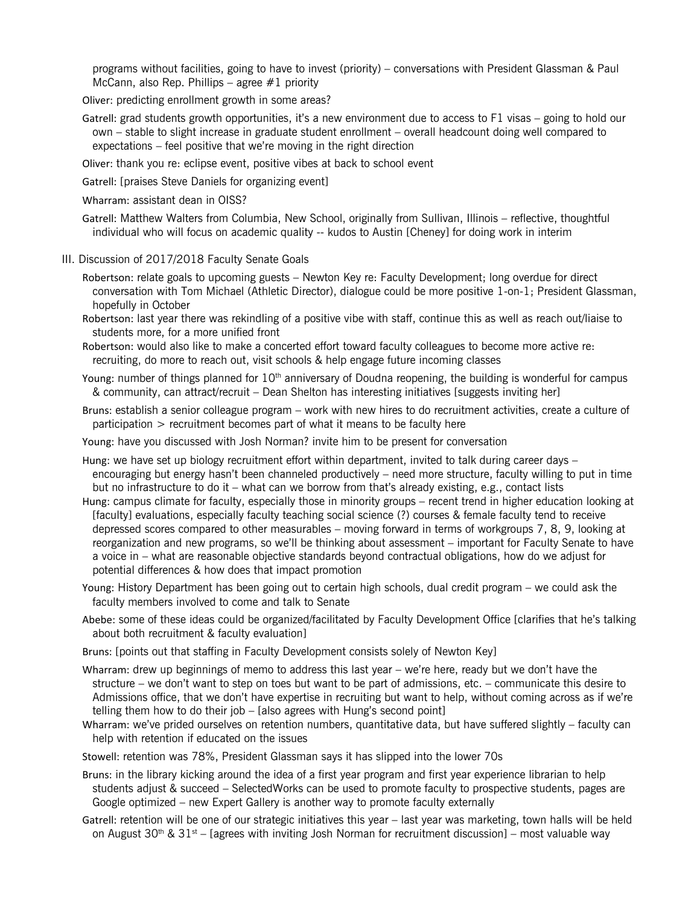programs without facilities, going to have to invest (priority) – conversations with President Glassman & Paul McCann, also Rep. Phillips – agree #1 priority

Oliver: predicting enrollment growth in some areas?

Gatrell: grad students growth opportunities, it's a new environment due to access to F1 visas – going to hold our own – stable to slight increase in graduate student enrollment – overall headcount doing well compared to expectations – feel positive that we're moving in the right direction

Oliver: thank you re: eclipse event, positive vibes at back to school event

Gatrell: [praises Steve Daniels for organizing event]

Wharram: assistant dean in OISS?

Gatrell: Matthew Walters from Columbia, New School, originally from Sullivan, Illinois – reflective, thoughtful individual who will focus on academic quality -- kudos to Austin [Cheney] for doing work in interim

III. Discussion of 2017/2018 Faculty Senate Goals

Robertson: relate goals to upcoming guests – Newton Key re: Faculty Development; long overdue for direct conversation with Tom Michael (Athletic Director), dialogue could be more positive 1-on-1; President Glassman, hopefully in October

Robertson: last year there was rekindling of a positive vibe with staff, continue this as well as reach out/liaise to students more, for a more unified front

Robertson: would also like to make a concerted effort toward faculty colleagues to become more active re: recruiting, do more to reach out, visit schools & help engage future incoming classes

Young: number of things planned for 10th anniversary of Doudna reopening, the building is wonderful for campus & community, can attract/recruit – Dean Shelton has interesting initiatives [suggests inviting her]

Bruns: establish a senior colleague program – work with new hires to do recruitment activities, create a culture of participation > recruitment becomes part of what it means to be faculty here

Young: have you discussed with Josh Norman? invite him to be present for conversation

Hung: we have set up biology recruitment effort within department, invited to talk during career days – encouraging but energy hasn't been channeled productively – need more structure, faculty willing to put in time but no infrastructure to do it – what can we borrow from that's already existing, e.g., contact lists

Hung: campus climate for faculty, especially those in minority groups – recent trend in higher education looking at [faculty] evaluations, especially faculty teaching social science (?) courses & female faculty tend to receive depressed scores compared to other measurables – moving forward in terms of workgroups 7, 8, 9, looking at reorganization and new programs, so we'll be thinking about assessment – important for Faculty Senate to have a voice in – what are reasonable objective standards beyond contractual obligations, how do we adjust for potential differences & how does that impact promotion

Young: History Department has been going out to certain high schools, dual credit program – we could ask the faculty members involved to come and talk to Senate

Abebe: some of these ideas could be organized/facilitated by Faculty Development Office [clarifies that he's talking about both recruitment & faculty evaluation]

Bruns: [points out that staffing in Faculty Development consists solely of Newton Key]

Wharram: drew up beginnings of memo to address this last year – we're here, ready but we don't have the structure – we don't want to step on toes but want to be part of admissions, etc. – communicate this desire to Admissions office, that we don't have expertise in recruiting but want to help, without coming across as if we're telling them how to do their job – [also agrees with Hung's second point]

Wharram: we've prided ourselves on retention numbers, quantitative data, but have suffered slightly – faculty can help with retention if educated on the issues

Stowell: retention was 78%, President Glassman says it has slipped into the lower 70s

Bruns: in the library kicking around the idea of a first year program and first year experience librarian to help students adjust & succeed – SelectedWorks can be used to promote faculty to prospective students, pages are Google optimized – new Expert Gallery is another way to promote faculty externally

Gatrell: retention will be one of our strategic initiatives this year – last year was marketing, town halls will be held on August 30th & 31st – [agrees with inviting Josh Norman for recruitment discussion] – most valuable way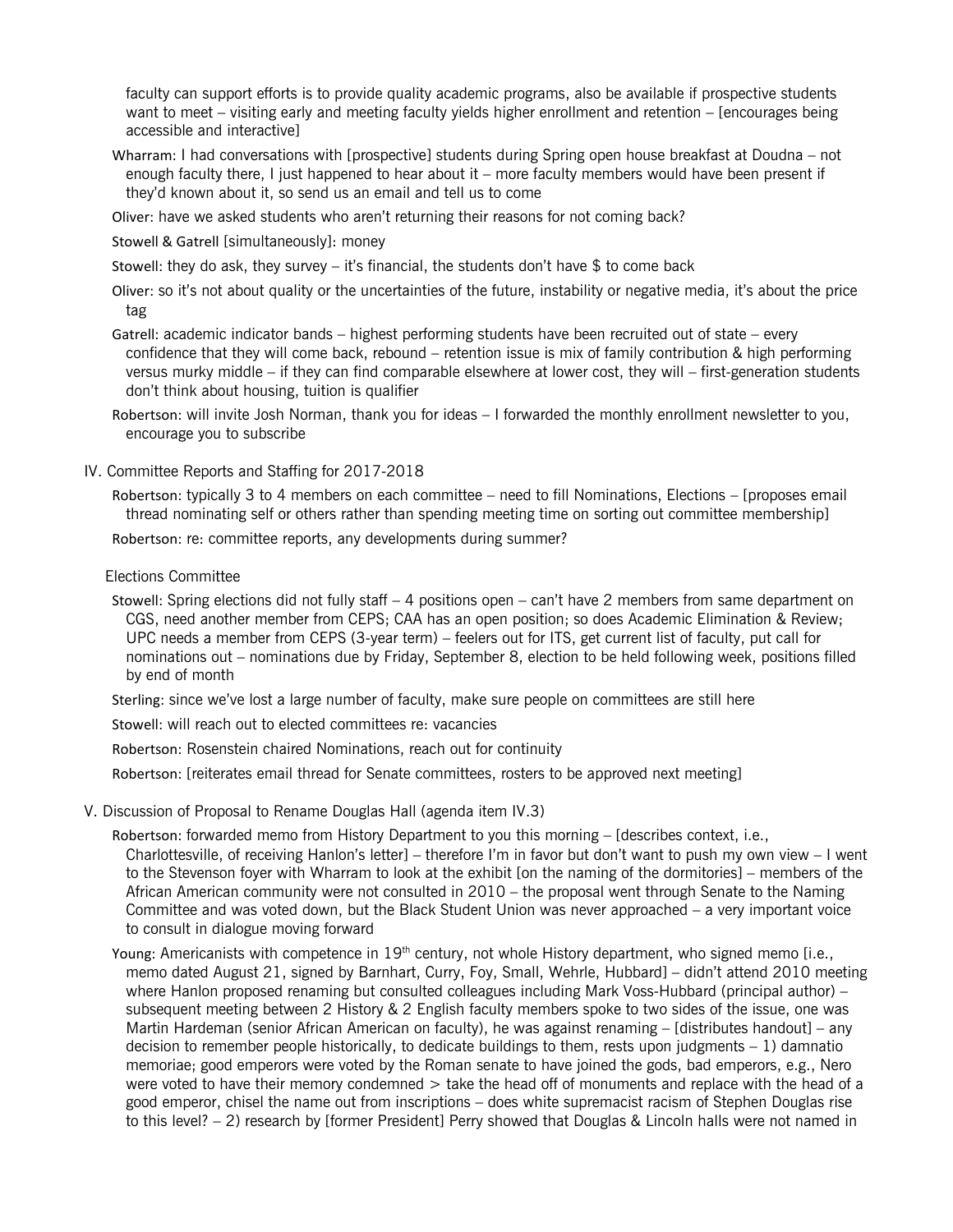faculty can support efforts is to provide quality academic programs, also be available if prospective students want to meet – visiting early and meeting faculty yields higher enrollment and retention – [encourages being accessible and interactive]

Wharram: I had conversations with [prospective] students during Spring open house breakfast at Doudna – not enough faculty there, I just happened to hear about it – more faculty members would have been present if they'd known about it, so send us an email and tell us to come

Oliver: have we asked students who aren't returning their reasons for not coming back?

Stowell & Gatrell [simultaneously]: money

Stowell: they do ask, they survey – it's financial, the students don't have $ to come back

Oliver: so it's not about quality or the uncertainties of the future, instability or negative media, it's about the price tag

Gatrell: academic indicator bands – highest performing students have been recruited out of state – every confidence that they will come back, rebound – retention issue is mix of family contribution & high performing versus murky middle – if they can find comparable elsewhere at lower cost, they will – first-generation students don't think about housing, tuition is qualifier

Robertson: will invite Josh Norman, thank you for ideas – I forwarded the monthly enrollment newsletter to you, encourage you to subscribe

IV. Committee Reports and Staffing for 2017-2018

Robertson: typically 3 to 4 members on each committee – need to fill Nominations, Elections – [proposes email thread nominating self or others rather than spending meeting time on sorting out committee membership]

Robertson: re: committee reports, any developments during summer?

Elections Committee

Stowell: Spring elections did not fully staff – 4 positions open – can't have 2 members from same department on CGS, need another member from CEPS; CAA has an open position; so does Academic Elimination & Review; UPC needs a member from CEPS (3-year term) – feelers out for ITS, get current list of faculty, put call for nominations out – nominations due by Friday, September 8, election to be held following week, positions filled by end of month

Sterling: since we've lost a large number of faculty, make sure people on committees are still here

Stowell: will reach out to elected committees re: vacancies

Robertson: Rosenstein chaired Nominations, reach out for continuity

Robertson: [reiterates email thread for Senate committees, rosters to be approved next meeting]

V. Discussion of Proposal to Rename Douglas Hall (agenda item IV.3)

Robertson: forwarded memo from History Department to you this morning – [describes context, i.e., Charlottesville, of receiving Hanlon's letter] – therefore I'm in favor but don't want to push my own view – I went to the Stevenson foyer with Wharram to look at the exhibit [on the naming of the dormitories] – members of the African American community were not consulted in 2010 – the proposal went through Senate to the Naming Committee and was voted down, but the Black Student Union was never approached – a very important voice to consult in dialogue moving forward

Young: Americanists with competence in 19th century, not whole History department, who signed memo [i.e., memo dated August 21, signed by Barnhart, Curry, Foy, Small, Wehrle, Hubbard] – didn't attend 2010 meeting where Hanlon proposed renaming but consulted colleagues including Mark Voss-Hubbard (principal author) – subsequent meeting between 2 History & 2 English faculty members spoke to two sides of the issue, one was Martin Hardeman (senior African American on faculty), he was against renaming – [distributes handout] – any decision to remember people historically, to dedicate buildings to them, rests upon judgments – 1) damnatio memoriae; good emperors were voted by the Roman senate to have joined the gods, bad emperors, e.g., Nero were voted to have their memory condemned > take the head off of monuments and replace with the head of a good emperor, chisel the name out from inscriptions – does white supremacist racism of Stephen Douglas rise to this level? – 2) research by [former President] Perry showed that Douglas & Lincoln halls were not named in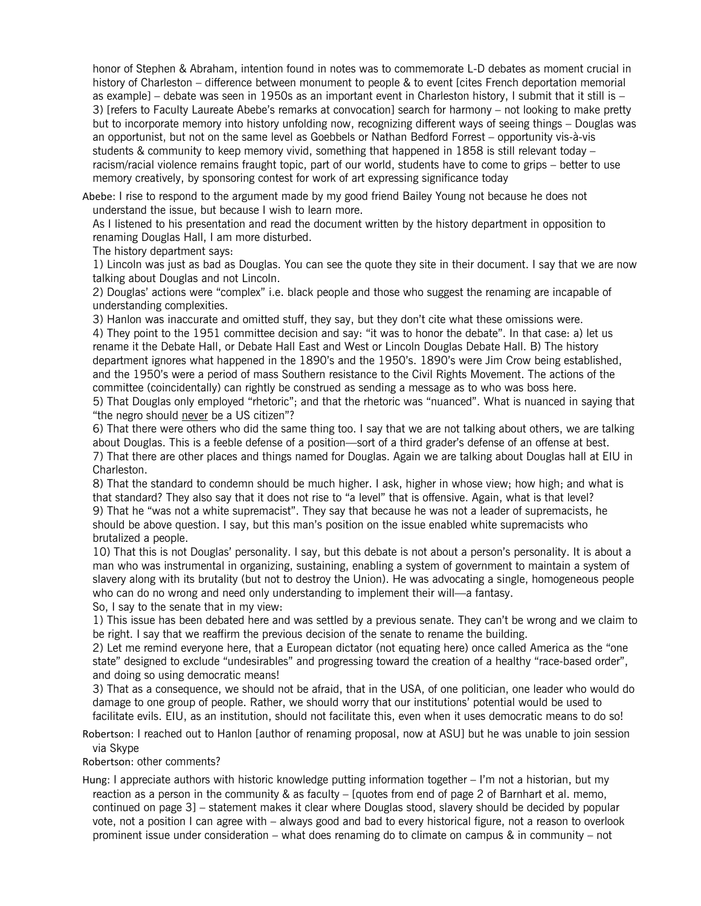honor of Stephen & Abraham, intention found in notes was to commemorate L-D debates as moment crucial in history of Charleston – difference between monument to people & to event [cites French deportation memorial as example] – debate was seen in 1950s as an important event in Charleston history, I submit that it still is – 3) [refers to Faculty Laureate Abebe's remarks at convocation] search for harmony – not looking to make pretty but to incorporate memory into history unfolding now, recognizing different ways of seeing things – Douglas was an opportunist, but not on the same level as Goebbels or Nathan Bedford Forrest – opportunity vis-à-vis students & community to keep memory vivid, something that happened in 1858 is still relevant today – racism/racial violence remains fraught topic, part of our world, students have to come to grips – better to use memory creatively, by sponsoring contest for work of art expressing significance today

Abebe: I rise to respond to the argument made by my good friend Bailey Young not because he does not understand the issue, but because I wish to learn more.

As I listened to his presentation and read the document written by the history department in opposition to renaming Douglas Hall, I am more disturbed.

The history department says:

1) Lincoln was just as bad as Douglas. You can see the quote they site in their document. I say that we are now talking about Douglas and not Lincoln.

2) Douglas' actions were "complex" i.e. black people and those who suggest the renaming are incapable of understanding complexities.

3) Hanlon was inaccurate and omitted stuff, they say, but they don't cite what these omissions were.

4) They point to the 1951 committee decision and say: "it was to honor the debate". In that case: a) let us rename it the Debate Hall, or Debate Hall East and West or Lincoln Douglas Debate Hall. B) The history department ignores what happened in the 1890's and the 1950's. 1890's were Jim Crow being established, and the 1950's were a period of mass Southern resistance to the Civil Rights Movement. The actions of the committee (coincidentally) can rightly be construed as sending a message as to who was boss here.

5) That Douglas only employed "rhetoric"; and that the rhetoric was "nuanced". What is nuanced in saying that "the negro should never be a US citizen"?

6) That there were others who did the same thing too. I say that we are not talking about others, we are talking about Douglas. This is a feeble defense of a position—sort of a third grader's defense of an offense at best.

7) That there are other places and things named for Douglas. Again we are talking about Douglas hall at EIU in Charleston.

8) That the standard to condemn should be much higher. I ask, higher in whose view; how high; and what is that standard? They also say that it does not rise to "a level" that is offensive. Again, what is that level?

9) That he "was not a white supremacist". They say that because he was not a leader of supremacists, he should be above question. I say, but this man's position on the issue enabled white supremacists who brutalized a people.

10) That this is not Douglas' personality. I say, but this debate is not about a person's personality. It is about a man who was instrumental in organizing, sustaining, enabling a system of government to maintain a system of slavery along with its brutality (but not to destroy the Union). He was advocating a single, homogeneous people who can do no wrong and need only understanding to implement their will—a fantasy.

So, I say to the senate that in my view:

1) This issue has been debated here and was settled by a previous senate. They can't be wrong and we claim to be right. I say that we reaffirm the previous decision of the senate to rename the building.

2) Let me remind everyone here, that a European dictator (not equating here) once called America as the "one state" designed to exclude "undesirables" and progressing toward the creation of a healthy "race-based order", and doing so using democratic means!

3) That as a consequence, we should not be afraid, that in the USA, of one politician, one leader who would do damage to one group of people. Rather, we should worry that our institutions' potential would be used to facilitate evils. EIU, as an institution, should not facilitate this, even when it uses democratic means to do so!

Robertson: I reached out to Hanlon [author of renaming proposal, now at ASU] but he was unable to join session via Skype

Robertson: other comments?

Hung: I appreciate authors with historic knowledge putting information together – I'm not a historian, but my reaction as a person in the community & as faculty – [quotes from end of page 2 of Barnhart et al. memo, continued on page 3] – statement makes it clear where Douglas stood, slavery should be decided by popular vote, not a position I can agree with – always good and bad to every historical figure, not a reason to overlook prominent issue under consideration – what does renaming do to climate on campus & in community – not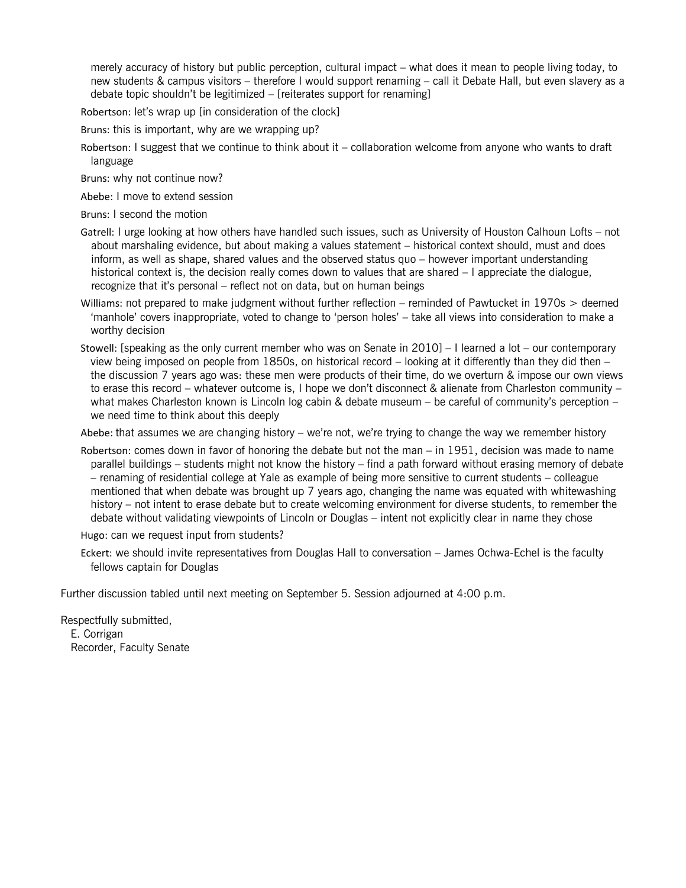merely accuracy of history but public perception, cultural impact – what does it mean to people living today, to new students & campus visitors – therefore I would support renaming – call it Debate Hall, but even slavery as a debate topic shouldn't be legitimized – [reiterates support for renaming]

Robertson: let's wrap up [in consideration of the clock]

Bruns: this is important, why are we wrapping up?

Robertson: I suggest that we continue to think about it – collaboration welcome from anyone who wants to draft language

Bruns: why not continue now?

Abebe: I move to extend session

Bruns: I second the motion

Gatrell: I urge looking at how others have handled such issues, such as University of Houston Calhoun Lofts – not about marshaling evidence, but about making a values statement – historical context should, must and does inform, as well as shape, shared values and the observed status quo – however important understanding historical context is, the decision really comes down to values that are shared – I appreciate the dialogue, recognize that it's personal – reflect not on data, but on human beings

Williams: not prepared to make judgment without further reflection – reminded of Pawtucket in 1970s > deemed 'manhole' covers inappropriate, voted to change to 'person holes' – take all views into consideration to make a worthy decision

Stowell: [speaking as the only current member who was on Senate in 2010] – I learned a lot – our contemporary view being imposed on people from 1850s, on historical record – looking at it differently than they did then – the discussion 7 years ago was: these men were products of their time, do we overturn & impose our own views to erase this record – whatever outcome is, I hope we don't disconnect & alienate from Charleston community – what makes Charleston known is Lincoln log cabin & debate museum – be careful of community's perception – we need time to think about this deeply

Abebe: that assumes we are changing history – we're not, we're trying to change the way we remember history

Robertson: comes down in favor of honoring the debate but not the man – in 1951, decision was made to name parallel buildings – students might not know the history – find a path forward without erasing memory of debate – renaming of residential college at Yale as example of being more sensitive to current students – colleague mentioned that when debate was brought up 7 years ago, changing the name was equated with whitewashing history – not intent to erase debate but to create welcoming environment for diverse students, to remember the debate without validating viewpoints of Lincoln or Douglas – intent not explicitly clear in name they chose

Hugo: can we request input from students?

Eckert: we should invite representatives from Douglas Hall to conversation – James Ochwa-Echel is the faculty fellows captain for Douglas

Further discussion tabled until next meeting on September 5. Session adjourned at 4:00 p.m.

Respectfully submitted,
E. Corrigan
Recorder, Faculty Senate